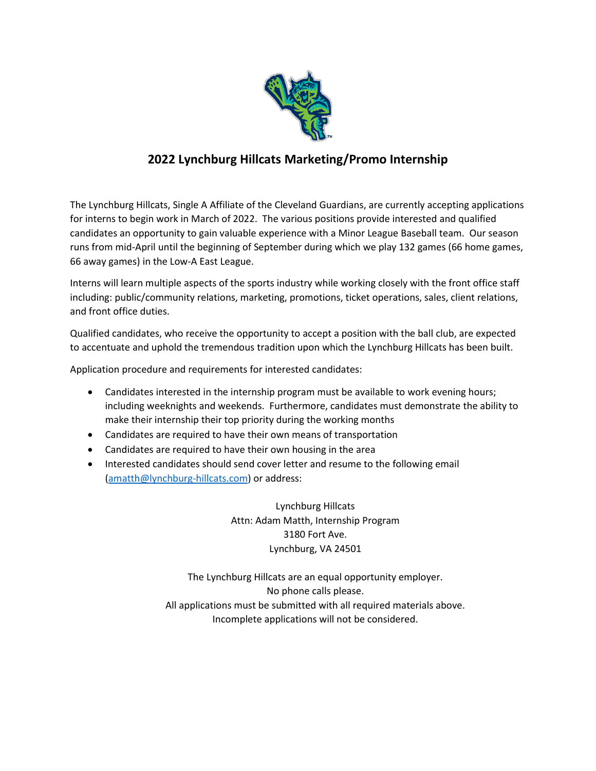# 2022 Lynchburg Hillcats Marketing/Promo Internship

The Lynchburg Hillcats, Single A Affiliate of the Cleveland Guardians, are currently accepting applications for interns to begin work in March of 2022. The various positions provide interested and qualified candidates an opportunity to gain valuable experience with a Minor League Baseball team. Our season runs from mid-April until the beginning of September during which we play 132 games (66 home games, 66 away games) in the Low-A East League.

Interns will learn multiple aspects of the sports industry while working closely with the front office staff including: public/community relations, marketing, promotions, ticket operations, sales, client relations, and front office duties.

Qualified candidates, who receive the opportunity to accept a position with the ball club, are expected to accentuate and uphold the tremendous tradition upon which the Lynchburg Hillcats has been built.

Application procedure and requirements for interested candidates:

- Candidates interested in the internship program must be available to work evening hours; including weeknights and weekends. Furthermore, candidates must demonstrate the ability to make their internship their top priority during the working months
- Candidates are required to have their own means of transportation
- Candidates are required to have their own housing in the area
- Interested candidates should send cover letter and resume to the following email (amatth@lynchburg-hillcats.com) or address:

Lynchburg Hillcats
Attn: Adam Matth, Internship Program
3180 Fort Ave.
Lynchburg, VA 24501

The Lynchburg Hillcats are an equal opportunity employer.
No phone calls please.
All applications must be submitted with all required materials above.
Incomplete applications will not be considered.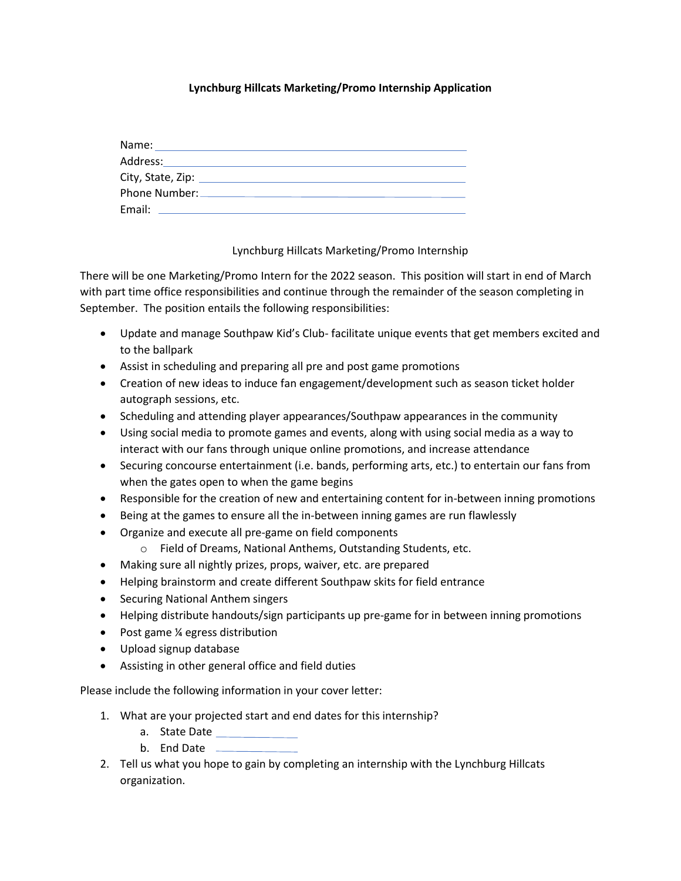**Lynchburg Hillcats Marketing/Promo Internship Application**

Name: ____________________________________________
Address: ____________________________________________
City, State, Zip: ____________________________________________
Phone Number: ____________________________________________
Email: ____________________________________________

Lynchburg Hillcats Marketing/Promo Internship

There will be one Marketing/Promo Intern for the 2022 season. This position will start in end of March with part time office responsibilities and continue through the remainder of the season completing in September. The position entails the following responsibilities:

- Update and manage Southpaw Kid's Club- facilitate unique events that get members excited and to the ballpark
- Assist in scheduling and preparing all pre and post game promotions
- Creation of new ideas to induce fan engagement/development such as season ticket holder autograph sessions, etc.
- Scheduling and attending player appearances/Southpaw appearances in the community
- Using social media to promote games and events, along with using social media as a way to interact with our fans through unique online promotions, and increase attendance
- Securing concourse entertainment (i.e. bands, performing arts, etc.) to entertain our fans from when the gates open to when the game begins
- Responsible for the creation of new and entertaining content for in-between inning promotions
- Being at the games to ensure all the in-between inning games are run flawlessly
- Organize and execute all pre-game on field components
  - Field of Dreams, National Anthems, Outstanding Students, etc.
- Making sure all nightly prizes, props, waiver, etc. are prepared
- Helping brainstorm and create different Southpaw skits for field entrance
- Securing National Anthem singers
- Helping distribute handouts/sign participants up pre-game for in between inning promotions
- Post game ¼ egress distribution
- Upload signup database
- Assisting in other general office and field duties

Please include the following information in your cover letter:

1. What are your projected start and end dates for this internship?
   a. State Date ____________
   b. End Date ____________
2. Tell us what you hope to gain by completing an internship with the Lynchburg Hillcats organization.